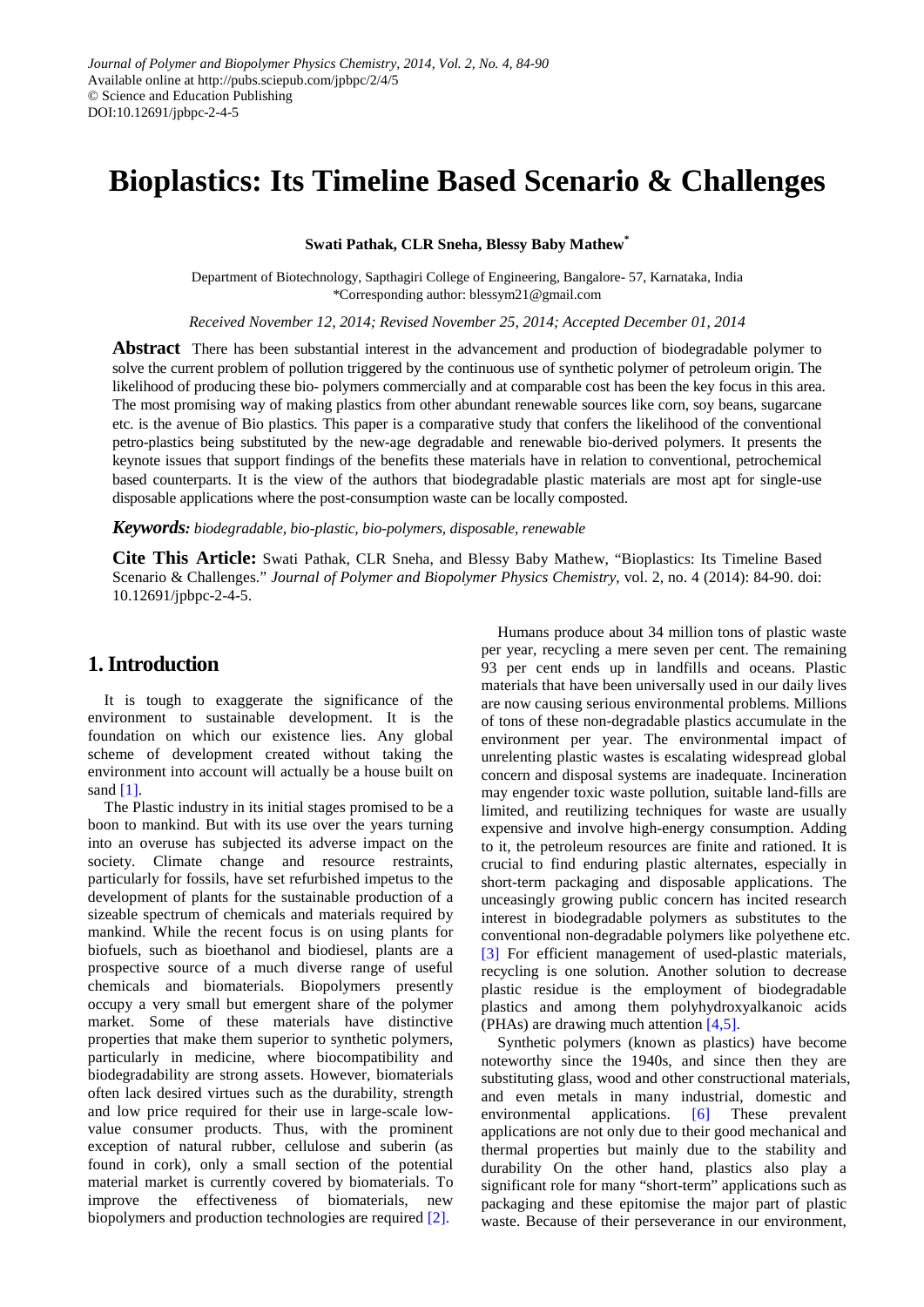Journal of Polymer and Biopolymer Physics Chemistry, 2014, Vol. 2, No. 4, 84-90
Available online at http://pubs.sciepub.com/jpbpc/2/4/5
© Science and Education Publishing
DOI:10.12691/jpbpc-2-4-5

# Bioplastics: Its Timeline Based Scenario & Challenges

**Swati Pathak, CLR Sneha, Blessy Baby Mathew***

Department of Biotechnology, Sapthagiri College of Engineering, Bangalore- 57, Karnataka, India
*Corresponding author: blessym21@gmail.com

*Received November 12, 2014; Revised November 25, 2014; Accepted December 01, 2014*

**Abstract** There has been substantial interest in the advancement and production of biodegradable polymer to solve the current problem of pollution triggered by the continuous use of synthetic polymer of petroleum origin. The likelihood of producing these bio- polymers commercially and at comparable cost has been the key focus in this area. The most promising way of making plastics from other abundant renewable sources like corn, soy beans, sugarcane etc. is the avenue of Bio plastics. This paper is a comparative study that confers the likelihood of the conventional petro-plastics being substituted by the new-age degradable and renewable bio-derived polymers. It presents the keynote issues that support findings of the benefits these materials have in relation to conventional, petrochemical based counterparts. It is the view of the authors that biodegradable plastic materials are most apt for single-use disposable applications where the post-consumption waste can be locally composted.

***Keywords:*** *biodegradable, bio-plastic, bio-polymers, disposable, renewable*

**Cite This Article:** Swati Pathak, CLR Sneha, and Blessy Baby Mathew, "Bioplastics: Its Timeline Based Scenario & Challenges." *Journal of Polymer and Biopolymer Physics Chemistry*, vol. 2, no. 4 (2014): 84-90. doi: 10.12691/jpbpc-2-4-5.

## 1. Introduction

It is tough to exaggerate the significance of the environment to sustainable development. It is the foundation on which our existence lies. Any global scheme of development created without taking the environment into account will actually be a house built on sand [1].

The Plastic industry in its initial stages promised to be a boon to mankind. But with its use over the years turning into an overuse has subjected its adverse impact on the society. Climate change and resource restraints, particularly for fossils, have set refurbished impetus to the development of plants for the sustainable production of a sizeable spectrum of chemicals and materials required by mankind. While the recent focus is on using plants for biofuels, such as bioethanol and biodiesel, plants are a prospective source of a much diverse range of useful chemicals and biomaterials. Biopolymers presently occupy a very small but emergent share of the polymer market. Some of these materials have distinctive properties that make them superior to synthetic polymers, particularly in medicine, where biocompatibility and biodegradability are strong assets. However, biomaterials often lack desired virtues such as the durability, strength and low price required for their use in large-scale low-value consumer products. Thus, with the prominent exception of natural rubber, cellulose and suberin (as found in cork), only a small section of the potential material market is currently covered by biomaterials. To improve the effectiveness of biomaterials, new biopolymers and production technologies are required [2].

Humans produce about 34 million tons of plastic waste per year, recycling a mere seven per cent. The remaining 93 per cent ends up in landfills and oceans. Plastic materials that have been universally used in our daily lives are now causing serious environmental problems. Millions of tons of these non-degradable plastics accumulate in the environment per year. The environmental impact of unrelenting plastic wastes is escalating widespread global concern and disposal systems are inadequate. Incineration may engender toxic waste pollution, suitable land-fills are limited, and reutilizing techniques for waste are usually expensive and involve high-energy consumption. Adding to it, the petroleum resources are finite and rationed. It is crucial to find enduring plastic alternates, especially in short-term packaging and disposable applications. The unceasingly growing public concern has incited research interest in biodegradable polymers as substitutes to the conventional non-degradable polymers like polyethene etc. [3] For efficient management of used-plastic materials, recycling is one solution. Another solution to decrease plastic residue is the employment of biodegradable plastics and among them polyhydroxyalkanoic acids (PHAs) are drawing much attention [4,5].

Synthetic polymers (known as plastics) have become noteworthy since the 1940s, and since then they are substituting glass, wood and other constructional materials, and even metals in many industrial, domestic and environmental applications. [6] These prevalent applications are not only due to their good mechanical and thermal properties but mainly due to the stability and durability On the other hand, plastics also play a significant role for many "short-term" applications such as packaging and these epitomise the major part of plastic waste. Because of their perseverance in our environment,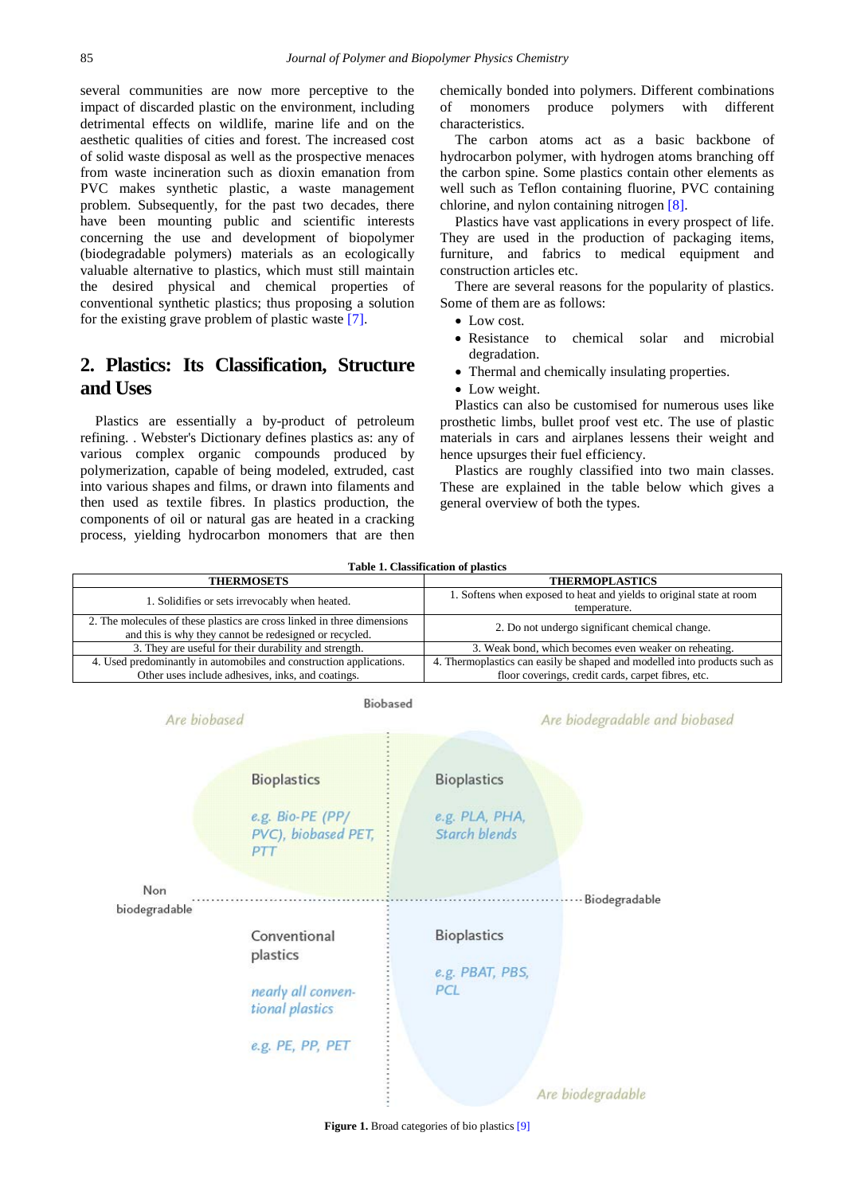several communities are now more perceptive to the impact of discarded plastic on the environment, including detrimental effects on wildlife, marine life and on the aesthetic qualities of cities and forest. The increased cost of solid waste disposal as well as the prospective menaces from waste incineration such as dioxin emanation from PVC makes synthetic plastic, a waste management problem. Subsequently, for the past two decades, there have been mounting public and scientific interests concerning the use and development of biopolymer (biodegradable polymers) materials as an ecologically valuable alternative to plastics, which must still maintain the desired physical and chemical properties of conventional synthetic plastics; thus proposing a solution for the existing grave problem of plastic waste [7].

## 2. Plastics: Its Classification, Structure and Uses

Plastics are essentially a by-product of petroleum refining. . Webster's Dictionary defines plastics as: any of various complex organic compounds produced by polymerization, capable of being modeled, extruded, cast into various shapes and films, or drawn into filaments and then used as textile fibres. In plastics production, the components of oil or natural gas are heated in a cracking process, yielding hydrocarbon monomers that are then chemically bonded into polymers. Different combinations of monomers produce polymers with different characteristics.

The carbon atoms act as a basic backbone of hydrocarbon polymer, with hydrogen atoms branching off the carbon spine. Some plastics contain other elements as well such as Teflon containing fluorine, PVC containing chlorine, and nylon containing nitrogen [8].

Plastics have vast applications in every prospect of life. They are used in the production of packaging items, furniture, and fabrics to medical equipment and construction articles etc.

There are several reasons for the popularity of plastics. Some of them are as follows:

- Low cost.
- Resistance to chemical solar and microbial degradation.
- Thermal and chemically insulating properties.
- Low weight.

Plastics can also be customised for numerous uses like prosthetic limbs, bullet proof vest etc. The use of plastic materials in cars and airplanes lessens their weight and hence upsurges their fuel efficiency.

Plastics are roughly classified into two main classes. These are explained in the table below which gives a general overview of both the types.

**Table 1. Classification of plastics**

| THERMOSETS | THERMOPLASTICS |
|---|---|
| 1. Solidifies or sets irrevocably when heated. | 1. Softens when exposed to heat and yields to original state at room temperature. |
| 2. The molecules of these plastics are cross linked in three dimensions and this is why they cannot be redesigned or recycled. | 2. Do not undergo significant chemical change. |
| 3. They are useful for their durability and strength. | 3. Weak bond, which becomes even weaker on reheating. |
| 4. Used predominantly in automobiles and construction applications. Other uses include adhesives, inks, and coatings. | 4. Thermoplastics can easily be shaped and modelled into products such as floor coverings, credit cards, carpet fibres, etc. |

**Figure 1.** Broad categories of bio plastics [9]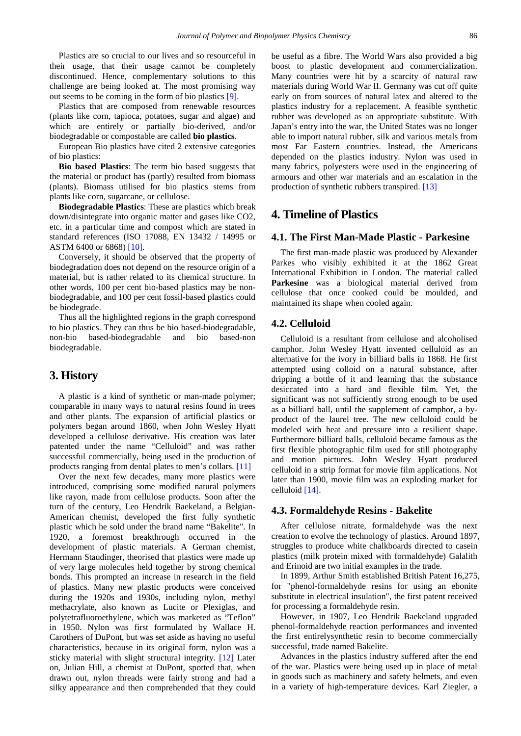Plastics are so crucial to our lives and so resourceful in their usage, that their usage cannot be completely discontinued. Hence, complementary solutions to this challenge are being looked at. The most promising way out seems to be coming in the form of bio plastics [9].

Plastics that are composed from renewable resources (plants like corn, tapioca, potatoes, sugar and algae) and which are entirely or partially bio-derived, and/or biodegradable or compostable are called **bio plastics**.

European Bio plastics have cited 2 extensive categories of bio plastics:

**Bio based Plastics**: The term bio based suggests that the material or product has (partly) resulted from biomass (plants). Biomass utilised for bio plastics stems from plants like corn, sugarcane, or cellulose.

**Biodegradable Plastics**: These are plastics which break down/disintegrate into organic matter and gases like CO2, etc. in a particular time and compost which are stated in standard references (ISO 17088, EN 13432 / 14995 or ASTM 6400 or 6868) [10].

Conversely, it should be observed that the property of biodegradation does not depend on the resource origin of a material, but is rather related to its chemical structure. In other words, 100 per cent bio-based plastics may be non-biodegradable, and 100 per cent fossil-based plastics could be biodegrade.

Thus all the highlighted regions in the graph correspond to bio plastics. They can thus be bio based-biodegradable, non-bio based-biodegradable and bio based-non biodegradable.

# 3. History

A plastic is a kind of synthetic or man-made polymer; comparable in many ways to natural resins found in trees and other plants. The expansion of artificial plastics or polymers began around 1860, when John Wesley Hyatt developed a cellulose derivative. His creation was later patented under the name "Celluloid" and was rather successful commercially, being used in the production of products ranging from dental plates to men's collars. [11]

Over the next few decades, many more plastics were introduced, comprising some modified natural polymers like rayon, made from cellulose products. Soon after the turn of the century, Leo Hendrik Baekeland, a Belgian-American chemist, developed the first fully synthetic plastic which he sold under the brand name "Bakelite". In 1920, a foremost breakthrough occurred in the development of plastic materials. A German chemist, Hermann Staudinger, theorised that plastics were made up of very large molecules held together by strong chemical bonds. This prompted an increase in research in the field of plastics. Many new plastic products were conceived during the 1920s and 1930s, including nylon, methyl methacrylate, also known as Lucite or Plexiglas, and polytetrafluoroethylene, which was marketed as "Teflon" in 1950. Nylon was first formulated by Wallace H. Carothers of DuPont, but was set aside as having no useful characteristics, because in its original form, nylon was a sticky material with slight structural integrity. [12] Later on, Julian Hill, a chemist at DuPont, spotted that, when drawn out, nylon threads were fairly strong and had a silky appearance and then comprehended that they could be useful as a fibre. The World Wars also provided a big boost to plastic development and commercialization. Many countries were hit by a scarcity of natural raw materials during World War II. Germany was cut off quite early on from sources of natural latex and altered to the plastics industry for a replacement. A feasible synthetic rubber was developed as an appropriate substitute. With Japan's entry into the war, the United States was no longer able to import natural rubber, silk and various metals from most Far Eastern countries. Instead, the Americans depended on the plastics industry. Nylon was used in many fabrics, polyesters were used in the engineering of armours and other war materials and an escalation in the production of synthetic rubbers transpired. [13]

# 4. Timeline of Plastics

## 4.1. The First Man-Made Plastic - Parkesine

The first man-made plastic was produced by Alexander Parkes who visibly exhibited it at the 1862 Great International Exhibition in London. The material called **Parkesine** was a biological material derived from cellulose that once cooked could be moulded, and maintained its shape when cooled again.

## 4.2. Celluloid

Celluloid is a resultant from cellulose and alcoholised camphor. John Wesley Hyatt invented celluloid as an alternative for the ivory in billiard balls in 1868. He first attempted using colloid on a natural substance, after dripping a bottle of it and learning that the substance desiccated into a hard and flexible film. Yet, the significant was not sufficiently strong enough to be used as a billiard ball, until the supplement of camphor, a by-product of the laurel tree. The new celluloid could be modeled with heat and pressure into a resilient shape. Furthermore billiard balls, celluloid became famous as the first flexible photographic film used for still photography and motion pictures. John Wesley Hyatt produced celluloid in a strip format for movie film applications. Not later than 1900, movie film was an exploding market for celluloid [14].

## 4.3. Formaldehyde Resins - Bakelite

After cellulose nitrate, formaldehyde was the next creation to evolve the technology of plastics. Around 1897, struggles to produce white chalkboards directed to casein plastics (milk protein mixed with formaldehyde) Galalith and Erinoid are two initial examples in the trade.

In 1899, Arthur Smith established British Patent 16,275, for "phenol-formaldehyde resins for using an ebonite substitute in electrical insulation", the first patent received for processing a formaldehyde resin.

However, in 1907, Leo Hendrik Baekeland upgraded phenol-formaldehyde reaction performances and invented the first entirelysynthetic resin to become commercially successful, trade named Bakelite.

Advances in the plastics industry suffered after the end of the war. Plastics were being used up in place of metal in goods such as machinery and safety helmets, and even in a variety of high-temperature devices. Karl Ziegler, a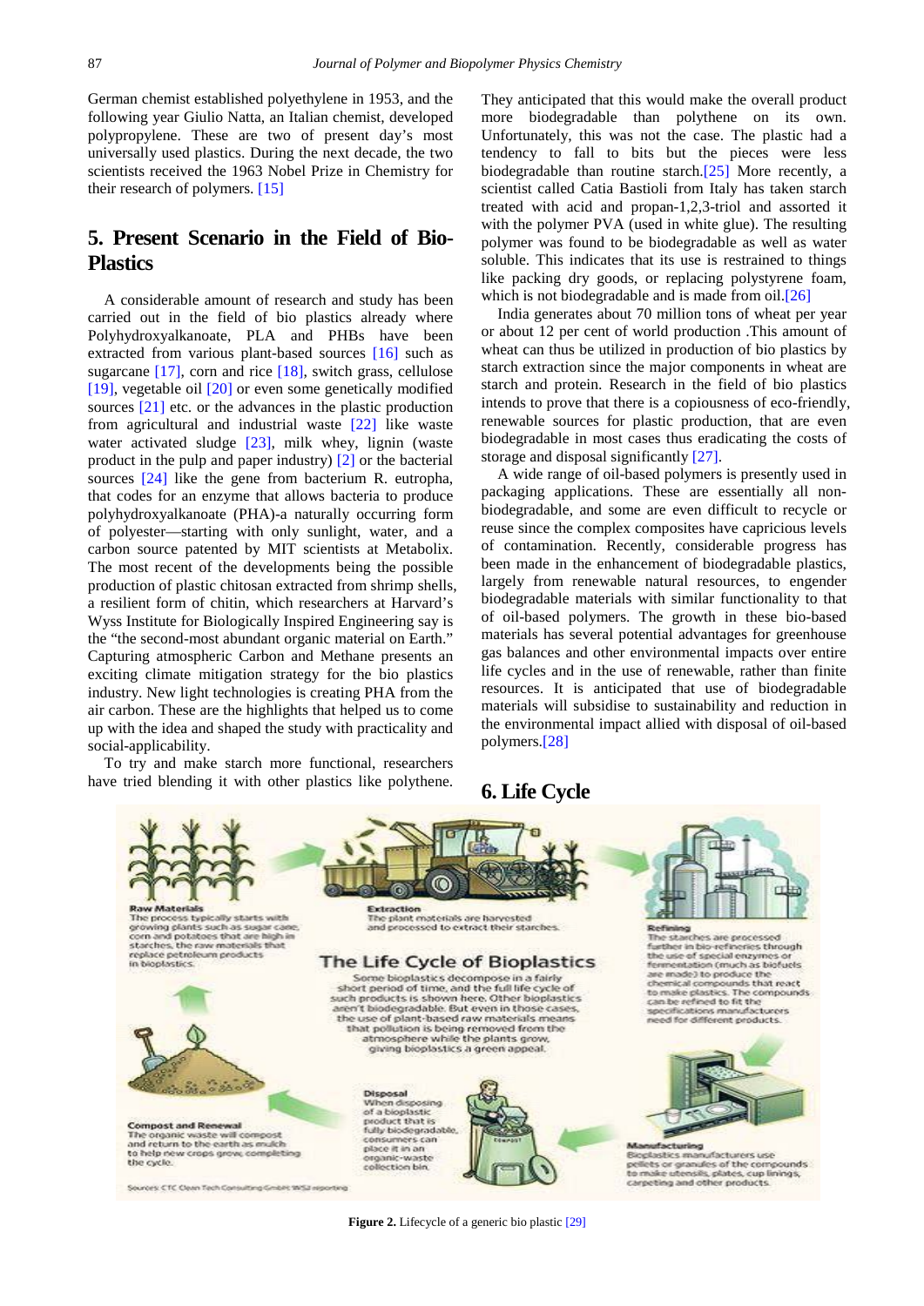German chemist established polyethylene in 1953, and the following year Giulio Natta, an Italian chemist, developed polypropylene. These are two of present day's most universally used plastics. During the next decade, the two scientists received the 1963 Nobel Prize in Chemistry for their research of polymers. [15]

## 5. Present Scenario in the Field of Bio-Plastics

A considerable amount of research and study has been carried out in the field of bio plastics already where Polyhydroxyalkanoate, PLA and PHBs have been extracted from various plant-based sources [16] such as sugarcane [17], corn and rice [18], switch grass, cellulose [19], vegetable oil [20] or even some genetically modified sources [21] etc. or the advances in the plastic production from agricultural and industrial waste [22] like waste water activated sludge [23], milk whey, lignin (waste product in the pulp and paper industry) [2] or the bacterial sources [24] like the gene from bacterium R. eutropha, that codes for an enzyme that allows bacteria to produce polyhydroxyalkanoate (PHA)-a naturally occurring form of polyester—starting with only sunlight, water, and a carbon source patented by MIT scientists at Metabolix. The most recent of the developments being the possible production of plastic chitosan extracted from shrimp shells, a resilient form of chitin, which researchers at Harvard's Wyss Institute for Biologically Inspired Engineering say is the "the second-most abundant organic material on Earth." Capturing atmospheric Carbon and Methane presents an exciting climate mitigation strategy for the bio plastics industry. New light technologies is creating PHA from the air carbon. These are the highlights that helped us to come up with the idea and shaped the study with practicality and social-applicability.

To try and make starch more functional, researchers have tried blending it with other plastics like polythene. They anticipated that this would make the overall product more biodegradable than polythene on its own. Unfortunately, this was not the case. The plastic had a tendency to fall to bits but the pieces were less biodegradable than routine starch.[25] More recently, a scientist called Catia Bastioli from Italy has taken starch treated with acid and propan-1,2,3-triol and assorted it with the polymer PVA (used in white glue). The resulting polymer was found to be biodegradable as well as water soluble. This indicates that its use is restrained to things like packing dry goods, or replacing polystyrene foam, which is not biodegradable and is made from oil.[26]

India generates about 70 million tons of wheat per year or about 12 per cent of world production .This amount of wheat can thus be utilized in production of bio plastics by starch extraction since the major components in wheat are starch and protein. Research in the field of bio plastics intends to prove that there is a copiousness of eco-friendly, renewable sources for plastic production, that are even biodegradable in most cases thus eradicating the costs of storage and disposal significantly [27].

A wide range of oil-based polymers is presently used in packaging applications. These are essentially all non-biodegradable, and some are even difficult to recycle or reuse since the complex composites have capricious levels of contamination. Recently, considerable progress has been made in the enhancement of biodegradable plastics, largely from renewable natural resources, to engender biodegradable materials with similar functionality to that of oil-based polymers. The growth in these bio-based materials has several potential advantages for greenhouse gas balances and other environmental impacts over entire life cycles and in the use of renewable, rather than finite resources. It is anticipated that use of biodegradable materials will subsidise to sustainability and reduction in the environmental impact allied with disposal of oil-based polymers.[28]

## 6. Life Cycle

**Figure 2.** Lifecycle of a generic bio plastic [29]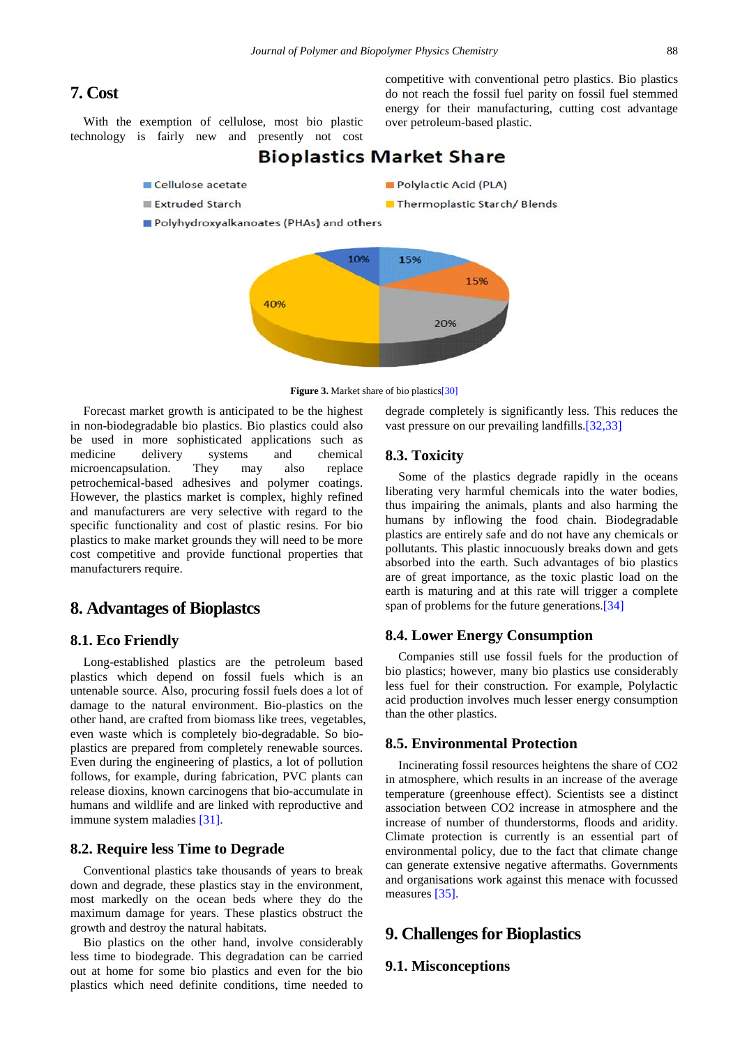## 7. Cost

With the exemption of cellulose, most bio plastic technology is fairly new and presently not cost competitive with conventional petro plastics. Bio plastics do not reach the fossil fuel parity on fossil fuel stemmed energy for their manufacturing, cutting cost advantage over petroleum-based plastic.

**Figure 3.** Market share of bio plastics[30]

Forecast market growth is anticipated to be the highest in non-biodegradable bio plastics. Bio plastics could also be used in more sophisticated applications such as medicine delivery systems and chemical microencapsulation. They may also replace petrochemical-based adhesives and polymer coatings. However, the plastics market is complex, highly refined and manufacturers are very selective with regard to the specific functionality and cost of plastic resins. For bio plastics to make market grounds they will need to be more cost competitive and provide functional properties that manufacturers require.

## 8. Advantages of Bioplastcs

### 8.1. Eco Friendly

Long-established plastics are the petroleum based plastics which depend on fossil fuels which is an untenable source. Also, procuring fossil fuels does a lot of damage to the natural environment. Bio-plastics on the other hand, are crafted from biomass like trees, vegetables, even waste which is completely bio-degradable. So bio-plastics are prepared from completely renewable sources. Even during the engineering of plastics, a lot of pollution follows, for example, during fabrication, PVC plants can release dioxins, known carcinogens that bio-accumulate in humans and wildlife and are linked with reproductive and immune system maladies [31].

### 8.2. Require less Time to Degrade

Conventional plastics take thousands of years to break down and degrade, these plastics stay in the environment, most markedly on the ocean beds where they do the maximum damage for years. These plastics obstruct the growth and destroy the natural habitats.

Bio plastics on the other hand, involve considerably less time to biodegrade. This degradation can be carried out at home for some bio plastics and even for the bio plastics which need definite conditions, time needed to degrade completely is significantly less. This reduces the vast pressure on our prevailing landfills.[32,33]

### 8.3. Toxicity

Some of the plastics degrade rapidly in the oceans liberating very harmful chemicals into the water bodies, thus impairing the animals, plants and also harming the humans by inflowing the food chain. Biodegradable plastics are entirely safe and do not have any chemicals or pollutants. This plastic innocuously breaks down and gets absorbed into the earth. Such advantages of bio plastics are of great importance, as the toxic plastic load on the earth is maturing and at this rate will trigger a complete span of problems for the future generations.[34]

### 8.4. Lower Energy Consumption

Companies still use fossil fuels for the production of bio plastics; however, many bio plastics use considerably less fuel for their construction. For example, Polylactic acid production involves much lesser energy consumption than the other plastics.

### 8.5. Environmental Protection

Incinerating fossil resources heightens the share of $CO_2$ in atmosphere, which results in an increase of the average temperature (greenhouse effect). Scientists see a distinct association between $CO_2$ increase in atmosphere and the increase of number of thunderstorms, floods and aridity. Climate protection is currently is an essential part of environmental policy, due to the fact that climate change can generate extensive negative aftermaths. Governments and organisations work against this menace with focussed measures [35].

## 9. Challenges for Bioplastics

### 9.1. Misconceptions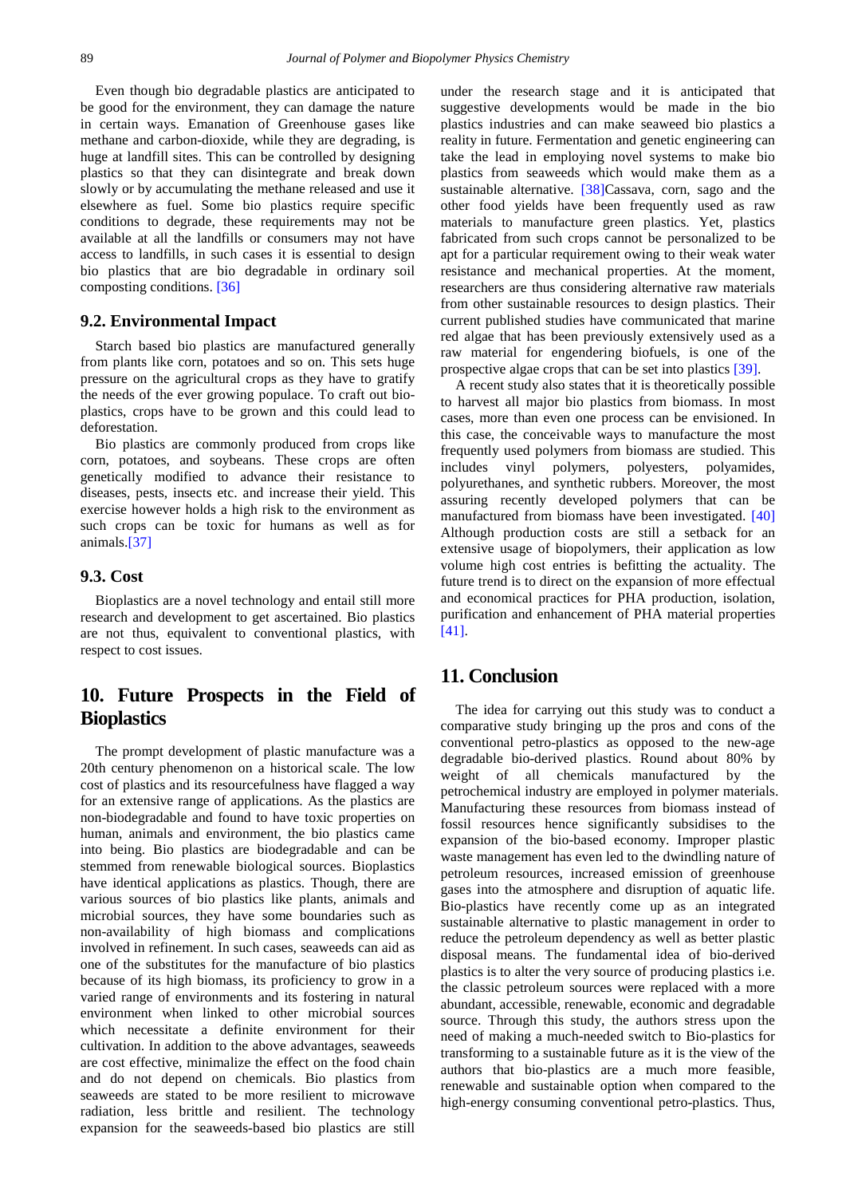Even though bio degradable plastics are anticipated to be good for the environment, they can damage the nature in certain ways. Emanation of Greenhouse gases like methane and carbon-dioxide, while they are degrading, is huge at landfill sites. This can be controlled by designing plastics so that they can disintegrate and break down slowly or by accumulating the methane released and use it elsewhere as fuel. Some bio plastics require specific conditions to degrade, these requirements may not be available at all the landfills or consumers may not have access to landfills, in such cases it is essential to design bio plastics that are bio degradable in ordinary soil composting conditions. [36]

### 9.2. Environmental Impact

Starch based bio plastics are manufactured generally from plants like corn, potatoes and so on. This sets huge pressure on the agricultural crops as they have to gratify the needs of the ever growing populace. To craft out bio-plastics, crops have to be grown and this could lead to deforestation.

Bio plastics are commonly produced from crops like corn, potatoes, and soybeans. These crops are often genetically modified to advance their resistance to diseases, pests, insects etc. and increase their yield. This exercise however holds a high risk to the environment as such crops can be toxic for humans as well as for animals.[37]

### 9.3. Cost

Bioplastics are a novel technology and entail still more research and development to get ascertained. Bio plastics are not thus, equivalent to conventional plastics, with respect to cost issues.

## 10. Future Prospects in the Field of Bioplastics

The prompt development of plastic manufacture was a 20th century phenomenon on a historical scale. The low cost of plastics and its resourcefulness have flagged a way for an extensive range of applications. As the plastics are non-biodegradable and found to have toxic properties on human, animals and environment, the bio plastics came into being. Bio plastics are biodegradable and can be stemmed from renewable biological sources. Bioplastics have identical applications as plastics. Though, there are various sources of bio plastics like plants, animals and microbial sources, they have some boundaries such as non-availability of high biomass and complications involved in refinement. In such cases, seaweeds can aid as one of the substitutes for the manufacture of bio plastics because of its high biomass, its proficiency to grow in a varied range of environments and its fostering in natural environment when linked to other microbial sources which necessitate a definite environment for their cultivation. In addition to the above advantages, seaweeds are cost effective, minimalize the effect on the food chain and do not depend on chemicals. Bio plastics from seaweeds are stated to be more resilient to microwave radiation, less brittle and resilient. The technology expansion for the seaweeds-based bio plastics are still under the research stage and it is anticipated that suggestive developments would be made in the bio plastics industries and can make seaweed bio plastics a reality in future. Fermentation and genetic engineering can take the lead in employing novel systems to make bio plastics from seaweeds which would make them as a sustainable alternative. [38]Cassava, corn, sago and the other food yields have been frequently used as raw materials to manufacture green plastics. Yet, plastics fabricated from such crops cannot be personalized to be apt for a particular requirement owing to their weak water resistance and mechanical properties. At the moment, researchers are thus considering alternative raw materials from other sustainable resources to design plastics. Their current published studies have communicated that marine red algae that has been previously extensively used as a raw material for engendering biofuels, is one of the prospective algae crops that can be set into plastics [39].

A recent study also states that it is theoretically possible to harvest all major bio plastics from biomass. In most cases, more than even one process can be envisioned. In this case, the conceivable ways to manufacture the most frequently used polymers from biomass are studied. This includes vinyl polymers, polyesters, polyamides, polyurethanes, and synthetic rubbers. Moreover, the most assuring recently developed polymers that can be manufactured from biomass have been investigated. [40] Although production costs are still a setback for an extensive usage of biopolymers, their application as low volume high cost entries is befitting the actuality. The future trend is to direct on the expansion of more effectual and economical practices for PHA production, isolation, purification and enhancement of PHA material properties [41].

## 11. Conclusion

The idea for carrying out this study was to conduct a comparative study bringing up the pros and cons of the conventional petro-plastics as opposed to the new-age degradable bio-derived plastics. Round about 80% by weight of all chemicals manufactured by the petrochemical industry are employed in polymer materials. Manufacturing these resources from biomass instead of fossil resources hence significantly subsidises to the expansion of the bio-based economy. Improper plastic waste management has even led to the dwindling nature of petroleum resources, increased emission of greenhouse gases into the atmosphere and disruption of aquatic life. Bio-plastics have recently come up as an integrated sustainable alternative to plastic management in order to reduce the petroleum dependency as well as better plastic disposal means. The fundamental idea of bio-derived plastics is to alter the very source of producing plastics i.e. the classic petroleum sources were replaced with a more abundant, accessible, renewable, economic and degradable source. Through this study, the authors stress upon the need of making a much-needed switch to Bio-plastics for transforming to a sustainable future as it is the view of the authors that bio-plastics are a much more feasible, renewable and sustainable option when compared to the high-energy consuming conventional petro-plastics. Thus,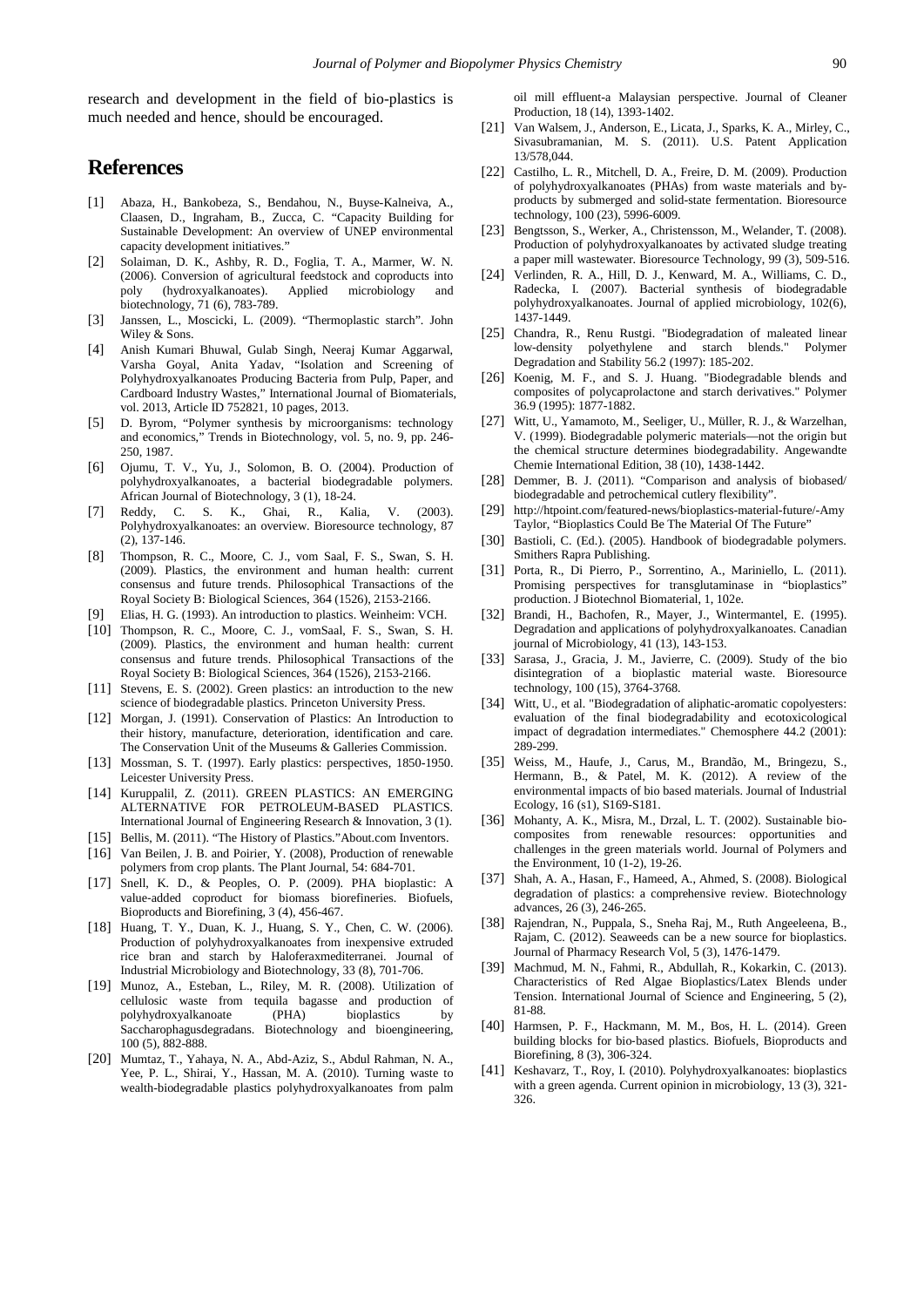research and development in the field of bio-plastics is much needed and hence, should be encouraged.

# References

[1] Abaza, H., Bankobeza, S., Bendahou, N., Buyse-Kalneiva, A., Claasen, D., Ingraham, B., Zucca, C. "Capacity Building for Sustainable Development: An overview of UNEP environmental capacity development initiatives."

[2] Solaiman, D. K., Ashby, R. D., Foglia, T. A., Marmer, W. N. (2006). Conversion of agricultural feedstock and coproducts into poly (hydroxyalkanoates). Applied microbiology and biotechnology, 71 (6), 783-789.

[3] Janssen, L., Moscicki, L. (2009). "Thermoplastic starch". John Wiley & Sons.

[4] Anish Kumari Bhuwal, Gulab Singh, Neeraj Kumar Aggarwal, Varsha Goyal, Anita Yadav, "Isolation and Screening of Polyhydroxyalkanoates Producing Bacteria from Pulp, Paper, and Cardboard Industry Wastes," International Journal of Biomaterials, vol. 2013, Article ID 752821, 10 pages, 2013.

[5] D. Byrom, "Polymer synthesis by microorganisms: technology and economics," Trends in Biotechnology, vol. 5, no. 9, pp. 246-250, 1987.

[6] Ojumu, T. V., Yu, J., Solomon, B. O. (2004). Production of polyhydroxyalkanoates, a bacterial biodegradable polymers. African Journal of Biotechnology, 3 (1), 18-24.

[7] Reddy, C. S. K., Ghai, R., Kalia, V. (2003). Polyhydroxyalkanoates: an overview. Bioresource technology, 87 (2), 137-146.

[8] Thompson, R. C., Moore, C. J., vom Saal, F. S., Swan, S. H. (2009). Plastics, the environment and human health: current consensus and future trends. Philosophical Transactions of the Royal Society B: Biological Sciences, 364 (1526), 2153-2166.

[9] Elias, H. G. (1993). An introduction to plastics. Weinheim: VCH.

[10] Thompson, R. C., Moore, C. J., vomSaal, F. S., Swan, S. H. (2009). Plastics, the environment and human health: current consensus and future trends. Philosophical Transactions of the Royal Society B: Biological Sciences, 364 (1526), 2153-2166.

[11] Stevens, E. S. (2002). Green plastics: an introduction to the new science of biodegradable plastics. Princeton University Press.

[12] Morgan, J. (1991). Conservation of Plastics: An Introduction to their history, manufacture, deterioration, identification and care. The Conservation Unit of the Museums & Galleries Commission.

[13] Mossman, S. T. (1997). Early plastics: perspectives, 1850-1950. Leicester University Press.

[14] Kuruppalil, Z. (2011). GREEN PLASTICS: AN EMERGING ALTERNATIVE FOR PETROLEUM-BASED PLASTICS. International Journal of Engineering Research & Innovation, 3 (1).

[15] Bellis, M. (2011). "The History of Plastics."About.com Inventors.

[16] Van Beilen, J. B. and Poirier, Y. (2008), Production of renewable polymers from crop plants. The Plant Journal, 54: 684-701.

[17] Snell, K. D., & Peoples, O. P. (2009). PHA bioplastic: A value-added coproduct for biomass biorefineries. Biofuels, Bioproducts and Biorefining, 3 (4), 456-467.

[18] Huang, T. Y., Duan, K. J., Huang, S. Y., Chen, C. W. (2006). Production of polyhydroxyalkanoates from inexpensive extruded rice bran and starch by Haloferaxmediterranei. Journal of Industrial Microbiology and Biotechnology, 33 (8), 701-706.

[19] Munoz, A., Esteban, L., Riley, M. R. (2008). Utilization of cellulosic waste from tequila bagasse and production of polyhydroxyalkanoate (PHA) bioplastics by Saccharophagusdegradans. Biotechnology and bioengineering, 100 (5), 882-888.

[20] Mumtaz, T., Yahaya, N. A., Abd-Aziz, S., Abdul Rahman, N. A., Yee, P. L., Shirai, Y., Hassan, M. A. (2010). Turning waste to wealth-biodegradable plastics polyhydroxyalkanoates from palm oil mill effluent-a Malaysian perspective. Journal of Cleaner Production, 18 (14), 1393-1402.

[21] Van Walsem, J., Anderson, E., Licata, J., Sparks, K. A., Mirley, C., Sivasubramanian, M. S. (2011). U.S. Patent Application 13/578,044.

[22] Castilho, L. R., Mitchell, D. A., Freire, D. M. (2009). Production of polyhydroxyalkanoates (PHAs) from waste materials and by-products by submerged and solid-state fermentation. Bioresource technology, 100 (23), 5996-6009.

[23] Bengtsson, S., Werker, A., Christensson, M., Welander, T. (2008). Production of polyhydroxyalkanoates by activated sludge treating a paper mill wastewater. Bioresource Technology, 99 (3), 509-516.

[24] Verlinden, R. A., Hill, D. J., Kenward, M. A., Williams, C. D., Radecka, I. (2007). Bacterial synthesis of biodegradable polyhydroxyalkanoates. Journal of applied microbiology, 102(6), 1437-1449.

[25] Chandra, R., Renu Rustgi. "Biodegradation of maleated linear low-density polyethylene and starch blends." Polymer Degradation and Stability 56.2 (1997): 185-202.

[26] Koenig, M. F., and S. J. Huang. "Biodegradable blends and composites of polycaprolactone and starch derivatives." Polymer 36.9 (1995): 1877-1882.

[27] Witt, U., Yamamoto, M., Seeliger, U., Müller, R. J., & Warzelhan, V. (1999). Biodegradable polymeric materials—not the origin but the chemical structure determines biodegradability. Angewandte Chemie International Edition, 38 (10), 1438-1442.

[28] Demmer, B. J. (2011). "Comparison and analysis of biobased/ biodegradable and petrochemical cutlery flexibility".

[29] http://htpoint.com/featured-news/bioplastics-material-future/-Amy Taylor, "Bioplastics Could Be The Material Of The Future"

[30] Bastioli, C. (Ed.). (2005). Handbook of biodegradable polymers. Smithers Rapra Publishing.

[31] Porta, R., Di Pierro, P., Sorrentino, A., Mariniello, L. (2011). Promising perspectives for transglutaminase in "bioplastics" production. J Biotechnol Biomaterial, 1, 102e.

[32] Brandi, H., Bachofen, R., Mayer, J., Wintermantel, E. (1995). Degradation and applications of polyhydroxyalkanoates. Canadian journal of Microbiology, 41 (13), 143-153.

[33] Sarasa, J., Gracia, J. M., Javierre, C. (2009). Study of the bio disintegration of a bioplastic material waste. Bioresource technology, 100 (15), 3764-3768.

[34] Witt, U., et al. "Biodegradation of aliphatic-aromatic copolyesters: evaluation of the final biodegradability and ecotoxicological impact of degradation intermediates." Chemosphere 44.2 (2001): 289-299.

[35] Weiss, M., Haufe, J., Carus, M., Brandão, M., Bringezu, S., Hermann, B., & Patel, M. K. (2012). A review of the environmental impacts of bio based materials. Journal of Industrial Ecology, 16 (s1), S169-S181.

[36] Mohanty, A. K., Misra, M., Drzal, L. T. (2002). Sustainable bio-composites from renewable resources: opportunities and challenges in the green materials world. Journal of Polymers and the Environment, 10 (1-2), 19-26.

[37] Shah, A. A., Hasan, F., Hameed, A., Ahmed, S. (2008). Biological degradation of plastics: a comprehensive review. Biotechnology advances, 26 (3), 246-265.

[38] Rajendran, N., Puppala, S., Sneha Raj, M., Ruth Angeeleena, B., Rajam, C. (2012). Seaweeds can be a new source for bioplastics. Journal of Pharmacy Research Vol, 5 (3), 1476-1479.

[39] Machmud, M. N., Fahmi, R., Abdullah, R., Kokarkin, C. (2013). Characteristics of Red Algae Bioplastics/Latex Blends under Tension. International Journal of Science and Engineering, 5 (2), 81-88.

[40] Harmsen, P. F., Hackmann, M. M., Bos, H. L. (2014). Green building blocks for bio-based plastics. Biofuels, Bioproducts and Biorefining, 8 (3), 306-324.

[41] Keshavarz, T., Roy, I. (2010). Polyhydroxyalkanoates: bioplastics with a green agenda. Current opinion in microbiology, 13 (3), 321-326.